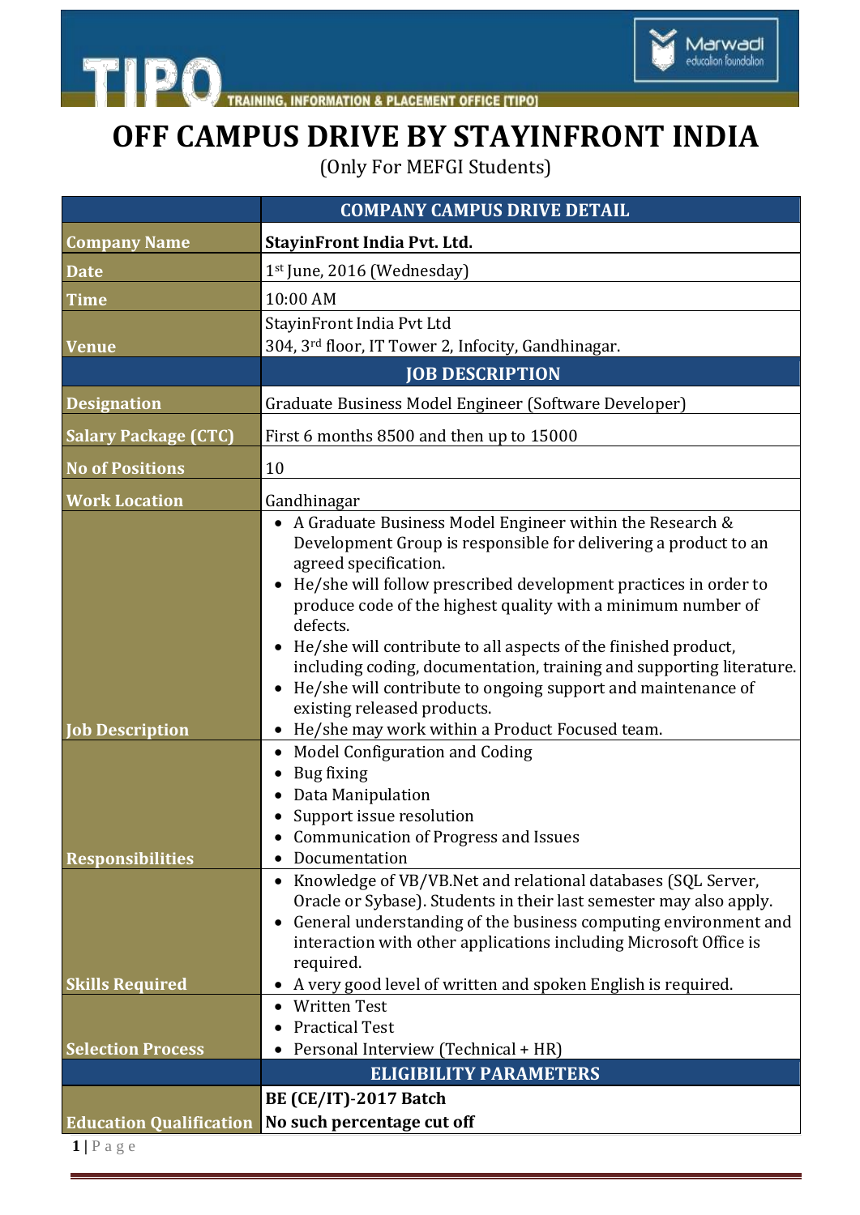# OFF CAMPUS DRIVE BY STAYINFRONT INDIA

(Only For MEFGI Students)

| | **COMPANY CAMPUS DRIVE DETAIL** |
|---|---|
| **Company Name** | **StayinFront India Pvt. Ltd.** |
| **Date** | 1st June, 2016 (Wednesday) |
| **Time** | 10:00 AM |
| **Venue** | StayinFront India Pvt Ltd<br>304, 3rd floor, IT Tower 2, Infocity, Gandhinagar. |
| | **JOB DESCRIPTION** |
| **Designation** | Graduate Business Model Engineer (Software Developer) |
| **Salary Package (CTC)** | First 6 months 8500 and then up to 15000 |
| **No of Positions** | 10 |
| **Work Location** | Gandhinagar |
| **Job Description** | • A Graduate Business Model Engineer within the Research & Development Group is responsible for delivering a product to an agreed specification.<br>• He/she will follow prescribed development practices in order to produce code of the highest quality with a minimum number of defects.<br>• He/she will contribute to all aspects of the finished product, including coding, documentation, training and supporting literature.<br>• He/she will contribute to ongoing support and maintenance of existing released products.<br>• He/she may work within a Product Focused team. |
| **Responsibilities** | • Model Configuration and Coding<br>• Bug fixing<br>• Data Manipulation<br>• Support issue resolution<br>• Communication of Progress and Issues<br>• Documentation |
| **Skills Required** | • Knowledge of VB/VB.Net and relational databases (SQL Server, Oracle or Sybase). Students in their last semester may also apply.<br>• General understanding of the business computing environment and interaction with other applications including Microsoft Office is required.<br>• A very good level of written and spoken English is required. |
| **Selection Process** | • Written Test<br>• Practical Test<br>• Personal Interview (Technical + HR) |
| | **ELIGIBILITY PARAMETERS** |
| **Education Qualification** | **BE (CE/IT)-2017 Batch**<br>**No such percentage cut off** |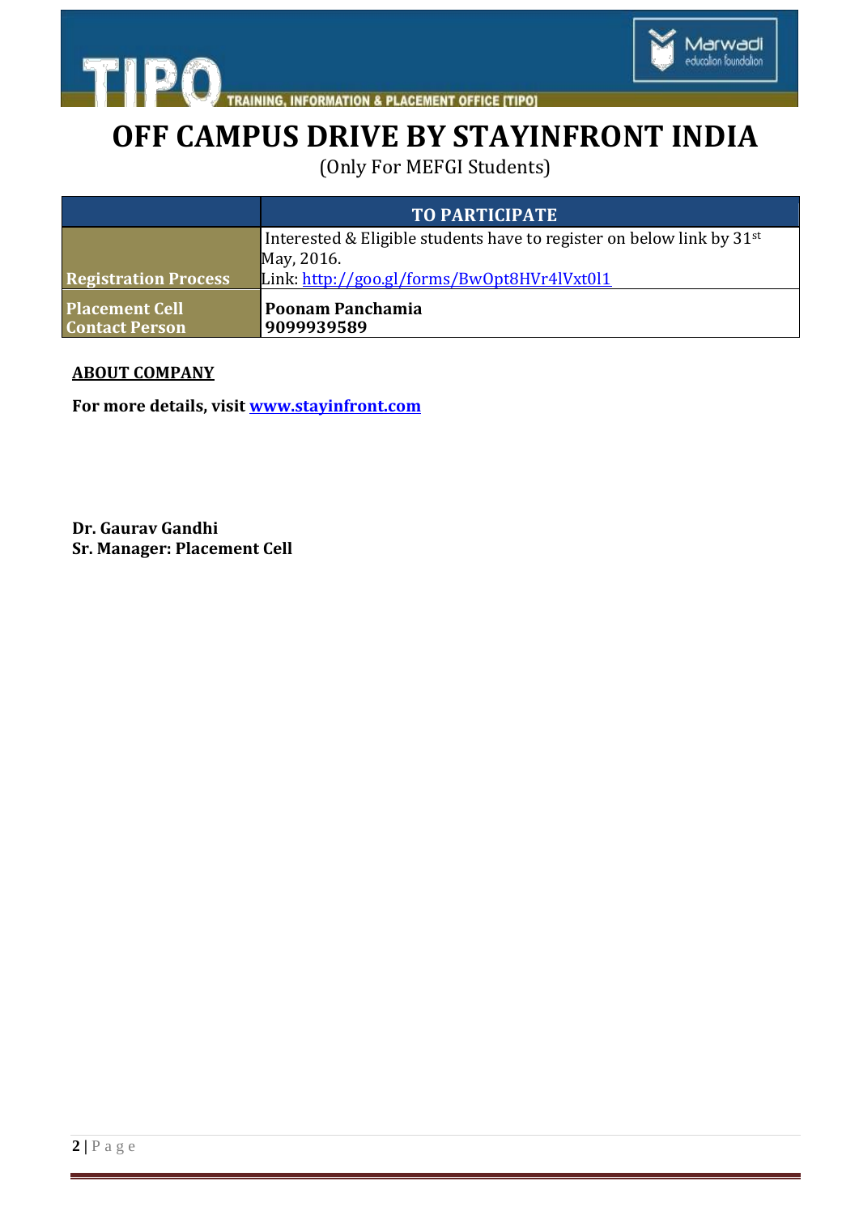# OFF CAMPUS DRIVE BY STAYINFRONT INDIA

(Only For MEFGI Students)

| | TO PARTICIPATE |
|---|---|
| **Registration Process** | Interested & Eligible students have to register on below link by 31st May, 2016. Link: http://goo.gl/forms/BwOpt8HVr4lVxt0l1 |
| **Placement Cell Contact Person** | **Poonam Panchamia 9099939589** |

**ABOUT COMPANY**

**For more details, visit www.stayinfront.com**

**Dr. Gaurav Gandhi**
**Sr. Manager: Placement Cell**